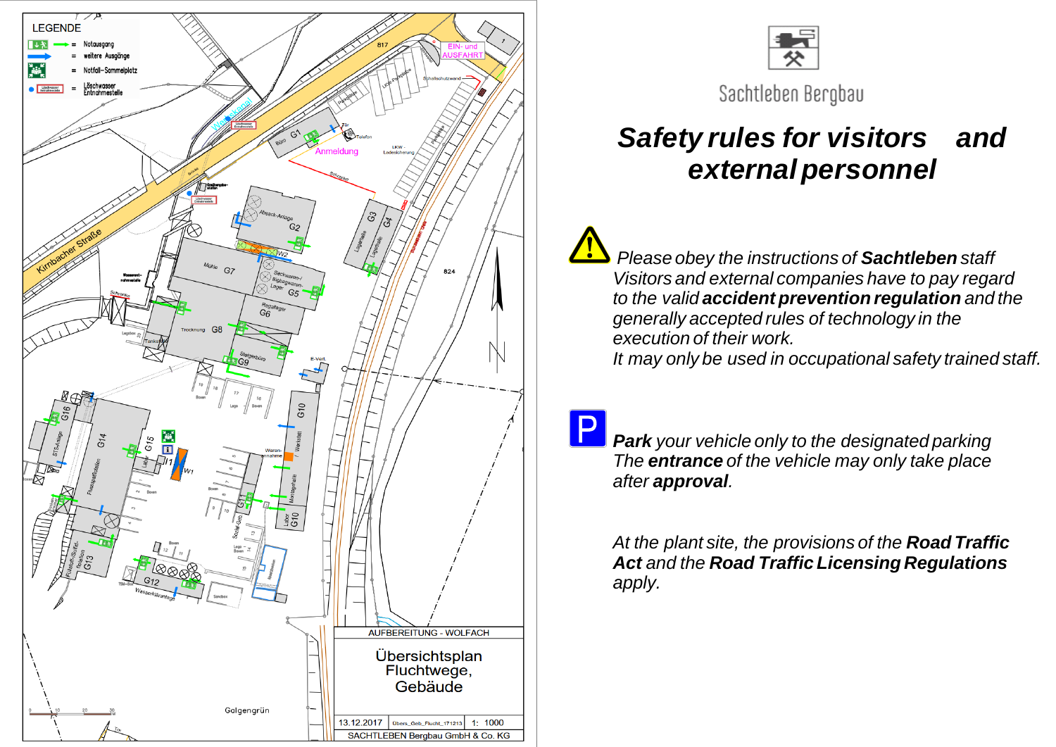Sachtleben Bergbau

# Safety rules for visitors and external personnel

*Please obey the instructions of **Sachtleben** staff*
*Visitors and external companies have to pay regard to the valid **accident prevention regulation** and the generally accepted rules of technology in the execution of their work.*
*It may only be used in occupational safety trained staff.*

***Park** your vehicle only to the designated parking*
*The **entrance** of the vehicle may only take place after **approval**.*

*At the plant site, the provisions of the **Road Traffic Act** and the **Road Traffic Licensing Regulations** apply.*

LEGENDE

- = Notausgang
- = weitere Ausgänge
- = Notfall-Sammelplatz
- Löschwasser Entnahmestelle = Löschwasser Entnahmestelle

AUFBEREITUNG - WOLFACH

Übersichtsplan Fluchtwege, Gebäude

| 13.12.2017 | Übers_Geb_Flucht_171213 | 1: 1000 |
|---|---|---|

SACHTLEBEN Bergbau GmbH & Co. KG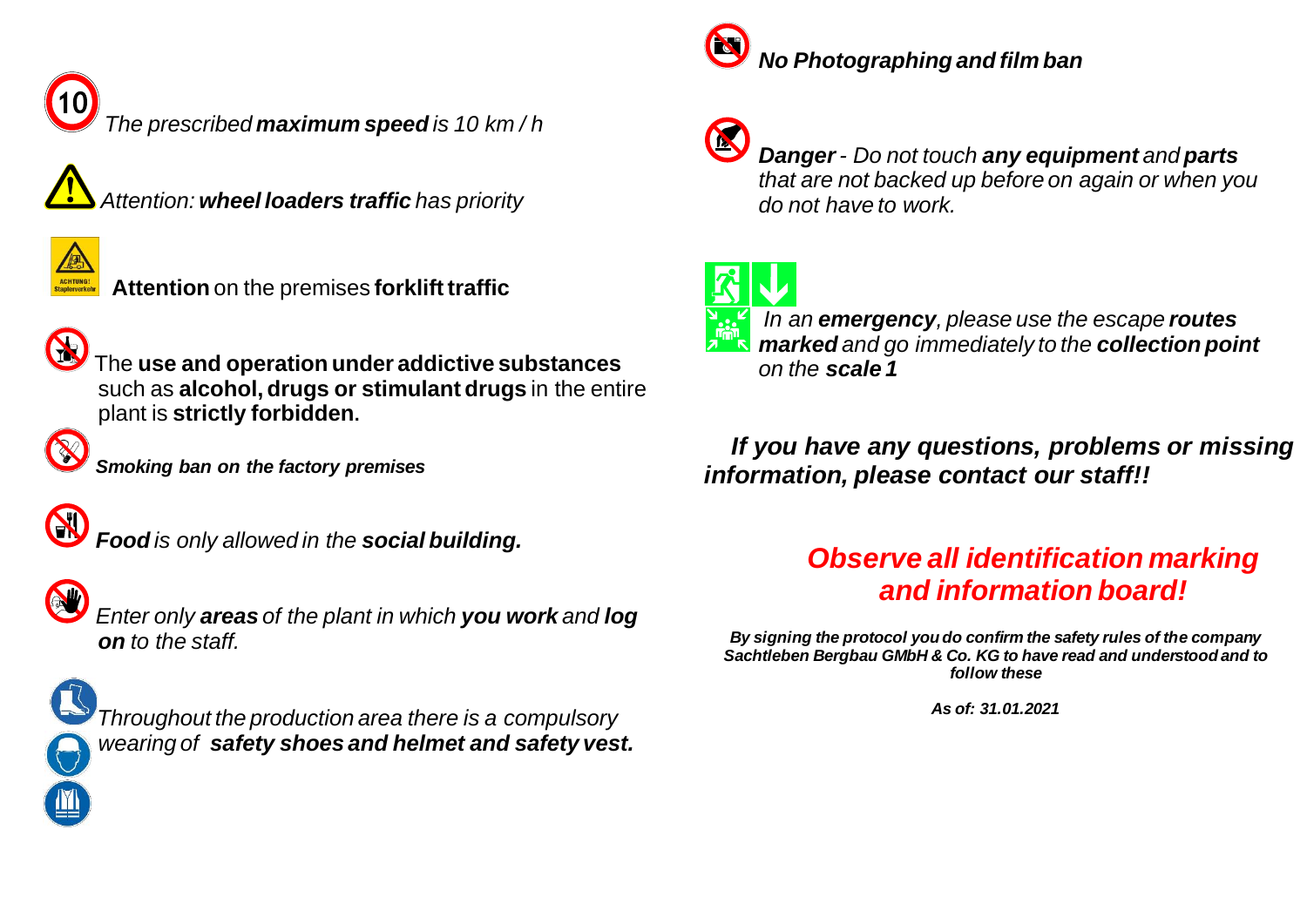*The prescribed **maximum speed** is 10 km / h*

*Attention: **wheel loaders traffic** has priority*

**Attention** on the premises **forklift traffic**

The **use and operation under addictive substances** such as **alcohol, drugs or stimulant drugs** in the entire plant is **strictly forbidden.**

***Smoking ban on the factory premises***

***Food** is only allowed in the **social building.***

*Enter only **areas** of the plant in which **you work** and **log on** to the staff.*

*Throughout the production area there is a compulsory wearing of **safety shoes and helmet and safety vest.***

***No Photographing and film ban***

***Danger** - Do not touch **any equipment** and **parts** that are not backed up before on again or when you do not have to work.*

*In an **emergency**, please use the escape **routes marked** and go immediately to the **collection point** on the **scale 1***

***If you have any questions, problems or missing information, please contact our staff!!***

## ***Observe all identification marking and information board!***

***By signing the protocol you do confirm the safety rules of the company Sachtleben Bergbau GMbH & Co. KG to have read and understood and to follow these***

***As of: 31.01.2021***